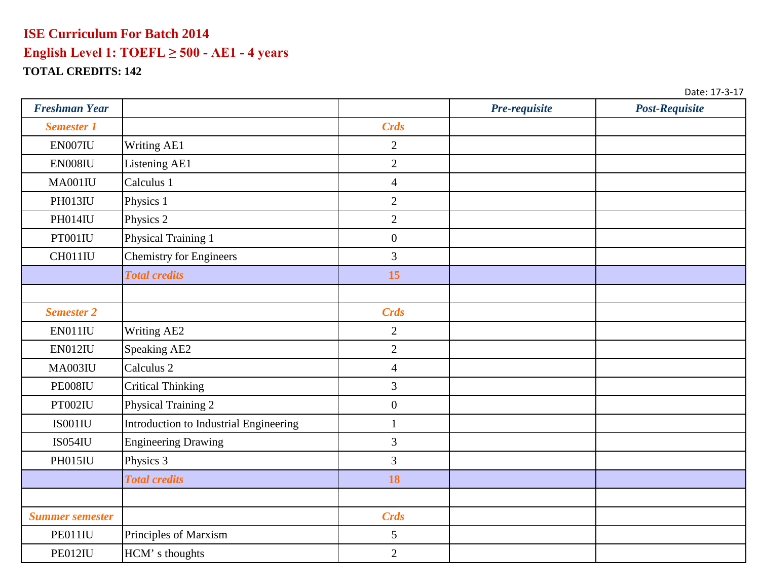# ISE Curriculum For Batch 2014

## English Level 1: TOEFL ≥ 500 - AE1 - 4 years

**TOTAL CREDITS: 142**

Date: 17-3-17

| *Freshman Year* | | | *Pre-requisite* | *Post-Requisite* |
|---|---|---|---|---|
| *Semester 1* | | *Crds* | | |
| EN007IU | Writing AE1 | 2 | | |
| EN008IU | Listening AE1 | 2 | | |
| MA001IU | Calculus 1 | 4 | | |
| PH013IU | Physics 1 | 2 | | |
| PH014IU | Physics 2 | 2 | | |
| PT001IU | Physical Training 1 | 0 | | |
| CH011IU | Chemistry for Engineers | 3 | | |
| | *Total credits* | **15** | | |
| | | | | |
| *Semester 2* | | *Crds* | | |
| EN011IU | Writing AE2 | 2 | | |
| EN012IU | Speaking AE2 | 2 | | |
| MA003IU | Calculus 2 | 4 | | |
| PE008IU | Critical Thinking | 3 | | |
| PT002IU | Physical Training 2 | 0 | | |
| IS001IU | Introduction to Industrial Engineering | 1 | | |
| IS054IU | Engineering Drawing | 3 | | |
| PH015IU | Physics 3 | 3 | | |
| | *Total credits* | **18** | | |
| | | | | |
| *Summer semester* | | *Crds* | | |
| PE011IU | Principles of Marxism | 5 | | |
| PE012IU | HCM' s thoughts | 2 | | |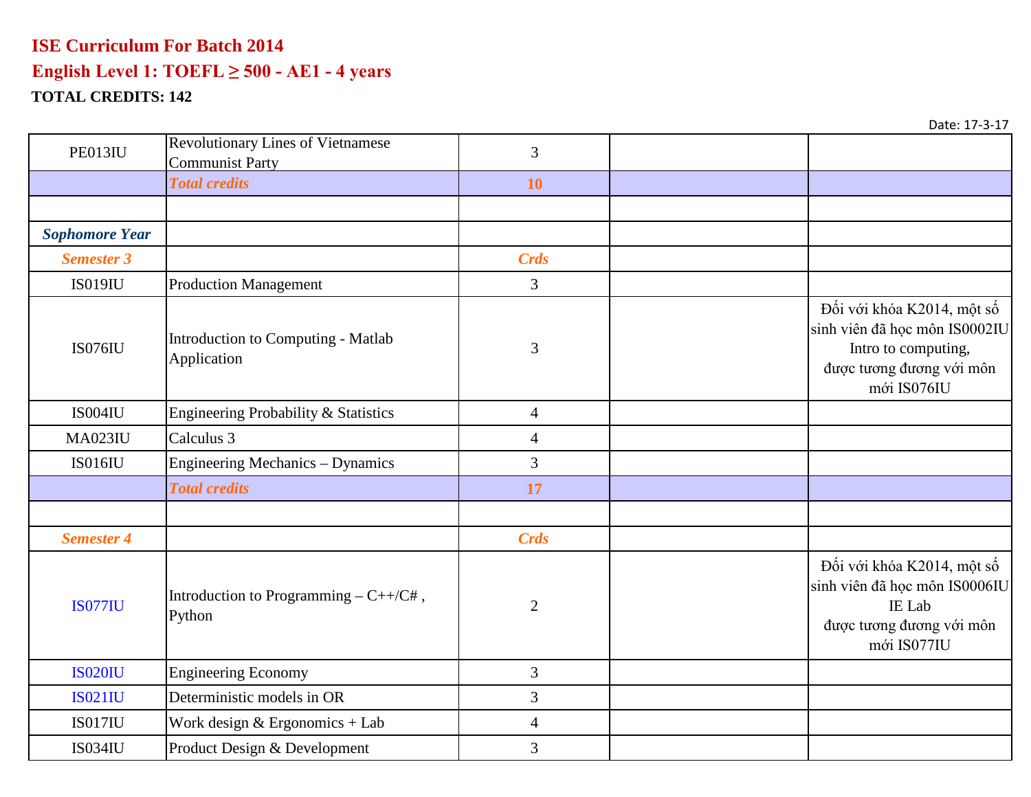# ISE Curriculum For Batch 2014

## English Level 1: TOEFL ≥ 500 - AE1 - 4 years

**TOTAL CREDITS: 142**

Date: 17-3-17

| | | | | |
|---|---|---|---|---|
| PE013IU | Revolutionary Lines of Vietnamese Communist Party | 3 | | |
| | ***Total credits*** | **10** | | |
| | | | | |
| ***Sophomore Year*** | | | | |
| ***Semester 3*** | | ***Crds*** | | |
| IS019IU | Production Management | 3 | | |
| IS076IU | Introduction to Computing - Matlab Application | 3 | | Đối với khóa K2014, một số sinh viên đã học môn IS0002IU Intro to computing, được tương đương với môn mới IS076IU |
| IS004IU | Engineering Probability & Statistics | 4 | | |
| MA023IU | Calculus 3 | 4 | | |
| IS016IU | Engineering Mechanics – Dynamics | 3 | | |
| | ***Total credits*** | **17** | | |
| | | | | |
| ***Semester 4*** | | ***Crds*** | | |
| IS077IU | Introduction to Programming – C++/C# , Python | 2 | | Đối với khóa K2014, một số sinh viên đã học môn IS0006IU IE Lab được tương đương với môn mới IS077IU |
| IS020IU | Engineering Economy | 3 | | |
| IS021IU | Deterministic models in OR | 3 | | |
| IS017IU | Work design & Ergonomics + Lab | 4 | | |
| IS034IU | Product Design & Development | 3 | | |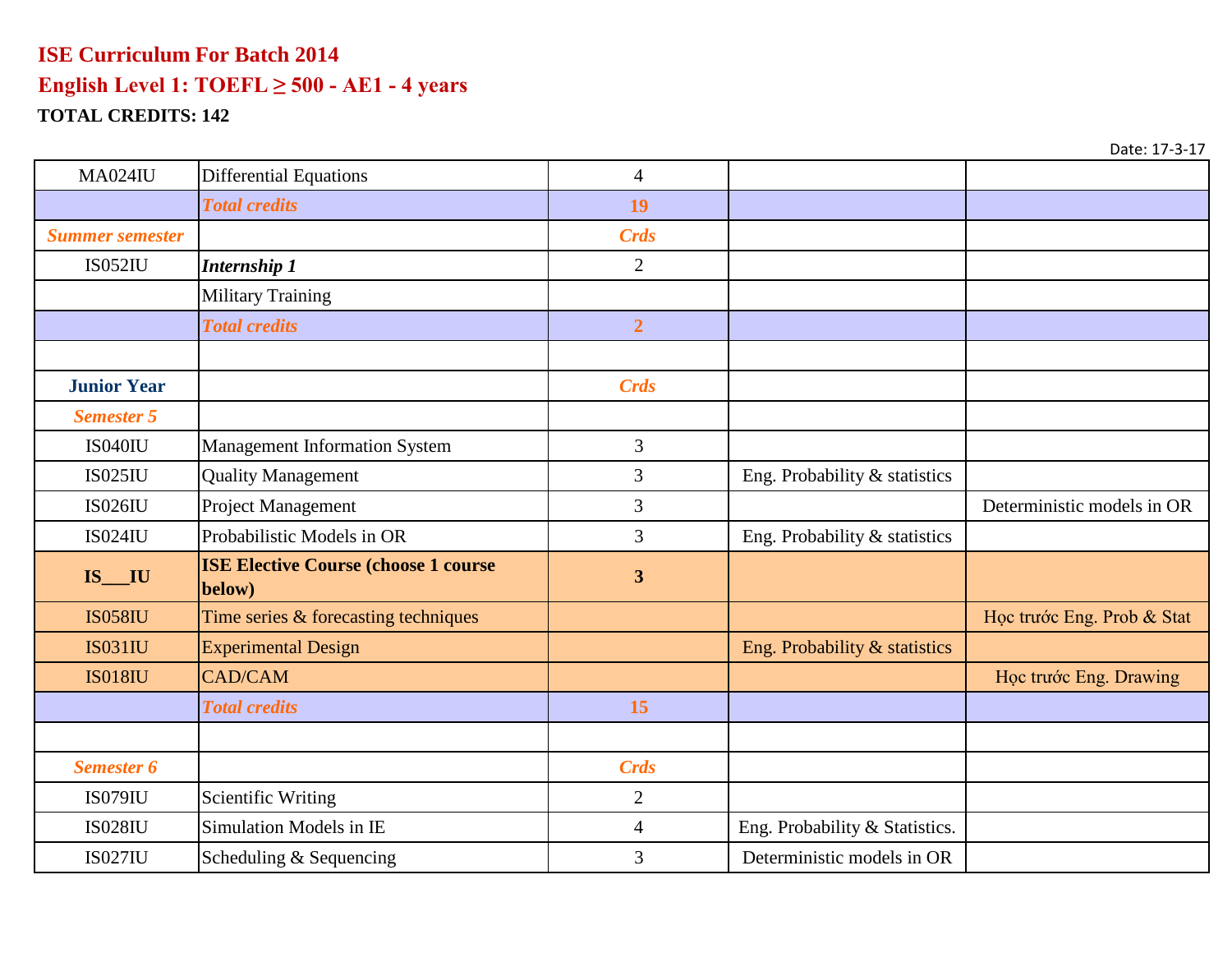# ISE Curriculum For Batch 2014

## English Level 1: TOEFL ≥ 500 - AE1 - 4 years

**TOTAL CREDITS: 142**

Date: 17-3-17

| | | | | |
|---|---|---|---|---|
| MA024IU | Differential Equations | 4 | | |
| | ***Total credits*** | **19** | | |
| ***Summer semester*** | | ***Crds*** | | |
| IS052IU | ***Internship 1*** | 2 | | |
| | Military Training | | | |
| | ***Total credits*** | **2** | | |
| | | | | |
| **Junior Year** | | ***Crds*** | | |
| ***Semester 5*** | | | | |
| IS040IU | Management Information System | 3 | | |
| IS025IU | Quality Management | 3 | Eng. Probability & statistics | |
| IS026IU | Project Management | 3 | | Deterministic models in OR |
| IS024IU | Probabilistic Models in OR | 3 | Eng. Probability & statistics | |
| **IS___IU** | **ISE Elective Course (choose 1 course below)** | **3** | | |
| IS058IU | Time series & forecasting techniques | | | Học trước Eng. Prob & Stat |
| IS031IU | Experimental Design | | Eng. Probability & statistics | |
| IS018IU | CAD/CAM | | | Học trước Eng. Drawing |
| | ***Total credits*** | **15** | | |
| | | | | |
| ***Semester 6*** | | ***Crds*** | | |
| IS079IU | Scientific Writing | 2 | | |
| IS028IU | Simulation Models in IE | 4 | Eng. Probability & Statistics. | |
| IS027IU | Scheduling & Sequencing | 3 | Deterministic models in OR | |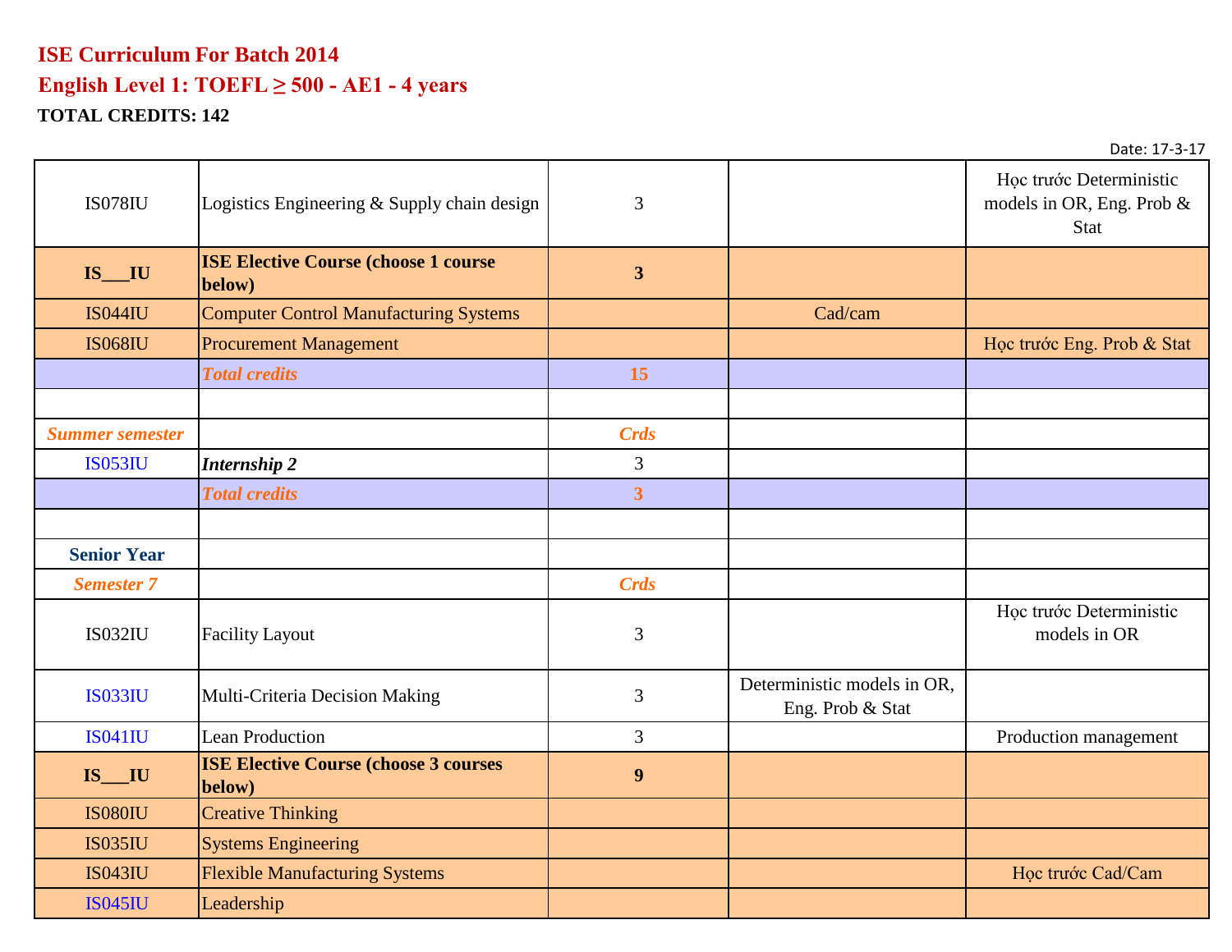# ISE Curriculum For Batch 2014

## English Level 1: TOEFL ≥ 500 - AE1 - 4 years

**TOTAL CREDITS: 142**

Date: 17-3-17

| | | | | |
|---|---|---|---|---|
| IS078IU | Logistics Engineering & Supply chain design | 3 | | Học trước Deterministic models in OR, Eng. Prob & Stat |
| **IS___IU** | **ISE Elective Course (choose 1 course below)** | **3** | | |
| IS044IU | Computer Control Manufacturing Systems | | Cad/cam | |
| IS068IU | Procurement Management | | | Học trước Eng. Prob & Stat |
| | ***Total credits*** | **15** | | |
| | | | | |
| ***Summer semester*** | | ***Crds*** | | |
| IS053IU | ***Internship 2*** | 3 | | |
| | ***Total credits*** | **3** | | |
| | | | | |
| **Senior Year** | | | | |
| ***Semester 7*** | | ***Crds*** | | |
| IS032IU | Facility Layout | 3 | | Học trước Deterministic models in OR |
| IS033IU | Multi-Criteria Decision Making | 3 | Deterministic models in OR, Eng. Prob & Stat | |
| IS041IU | Lean Production | 3 | | Production management |
| **IS___IU** | **ISE Elective Course (choose 3 courses below)** | **9** | | |
| IS080IU | Creative Thinking | | | |
| IS035IU | Systems Engineering | | | |
| IS043IU | Flexible Manufacturing Systems | | | Học trước Cad/Cam |
| IS045IU | Leadership | | | |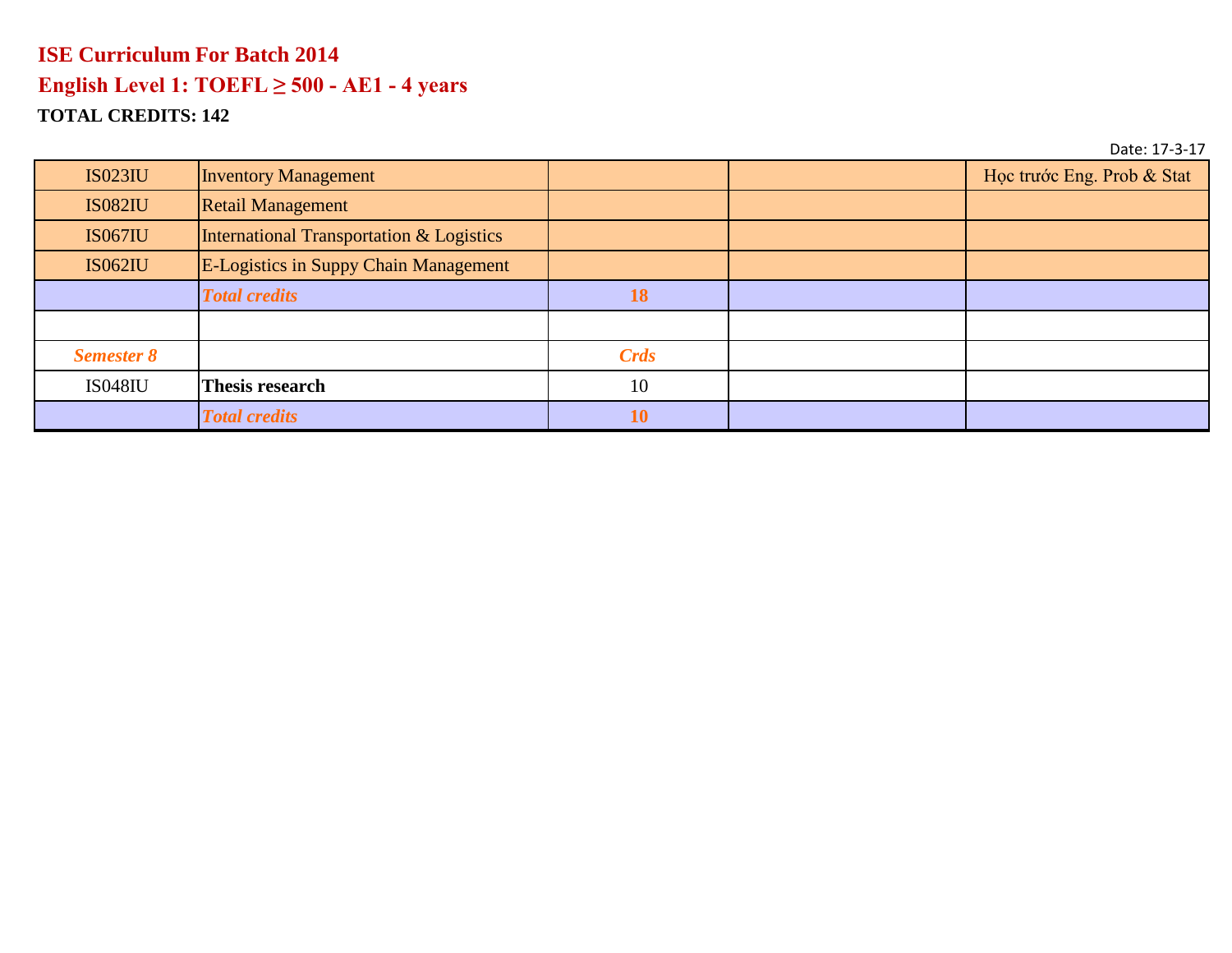**ISE Curriculum For Batch 2014**

**English Level 1: TOEFL ≥ 500 - AE1 - 4 years**

**TOTAL CREDITS: 142**

Date: 17-3-17

| | | | | |
|---|---|---|---|---|
| IS023IU | Inventory Management | | | Học trước Eng. Prob & Stat |
| IS082IU | Retail Management | | | |
| IS067IU | International Transportation & Logistics | | | |
| IS062IU | E-Logistics in Suppy Chain Management | | | |
| | ***Total credits*** | **18** | | |
| | | | | |
| ***Semester 8*** | | ***Crds*** | | |
| IS048IU | **Thesis research** | 10 | | |
| | ***Total credits*** | **10** | | |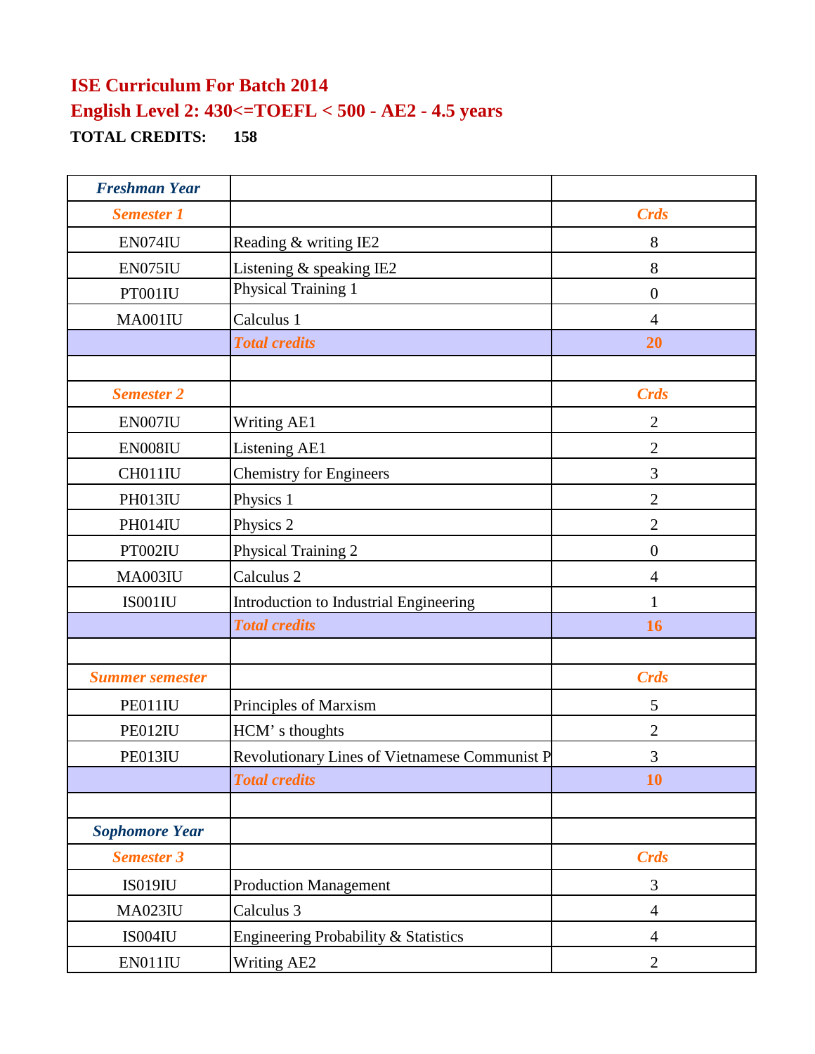# ISE Curriculum For Batch 2014

## English Level 2: 430<=TOEFL < 500 - AE2 - 4.5 years

**TOTAL CREDITS: 158**

| *Freshman Year* | | |
|---|---|---|
| *Semester 1* | | *Crds* |
| EN074IU | Reading & writing IE2 | 8 |
| EN075IU | Listening & speaking IE2 | 8 |
| PT001IU | Physical Training 1 | 0 |
| MA001IU | Calculus 1 | 4 |
| | *Total credits* | **20** |
| | | |
| *Semester 2* | | *Crds* |
| EN007IU | Writing AE1 | 2 |
| EN008IU | Listening AE1 | 2 |
| CH011IU | Chemistry for Engineers | 3 |
| PH013IU | Physics 1 | 2 |
| PH014IU | Physics 2 | 2 |
| PT002IU | Physical Training 2 | 0 |
| MA003IU | Calculus 2 | 4 |
| IS001IU | Introduction to Industrial Engineering | 1 |
| | *Total credits* | **16** |
| | | |
| *Summer semester* | | *Crds* |
| PE011IU | Principles of Marxism | 5 |
| PE012IU | HCM' s thoughts | 2 |
| PE013IU | Revolutionary Lines of Vietnamese Communist P | 3 |
| | *Total credits* | **10** |
| | | |
| *Sophomore Year* | | |
| *Semester 3* | | *Crds* |
| IS019IU | Production Management | 3 |
| MA023IU | Calculus 3 | 4 |
| IS004IU | Engineering Probability & Statistics | 4 |
| EN011IU | Writing AE2 | 2 |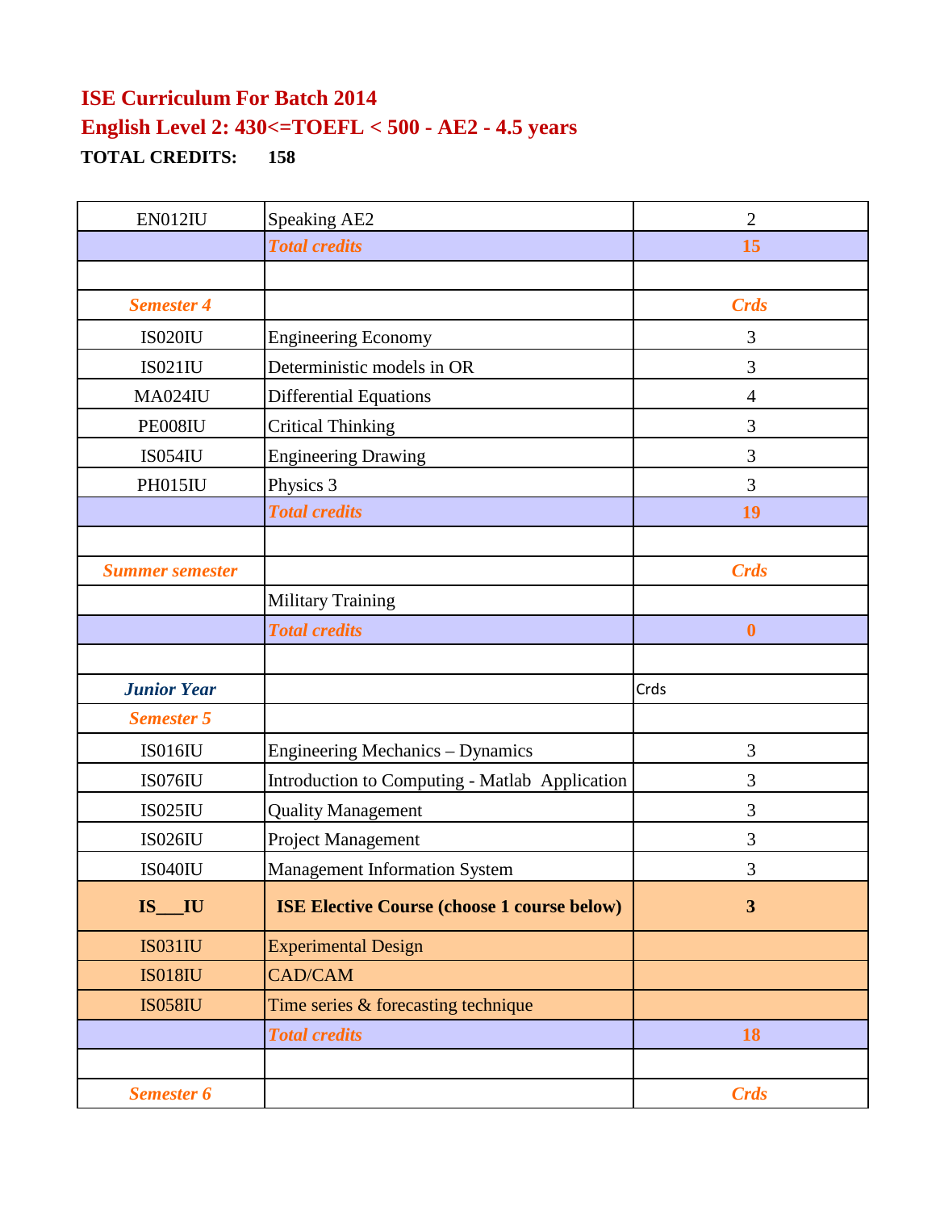**ISE Curriculum For Batch 2014**

**English Level 2: 430<=TOEFL < 500 - AE2 - 4.5 years**

**TOTAL CREDITS: 158**

| | | |
|---|---|---|
| EN012IU | Speaking AE2 | 2 |
| | ***Total credits*** | **15** |
| | | |
| ***Semester 4*** | | ***Crds*** |
| IS020IU | Engineering Economy | 3 |
| IS021IU | Deterministic models in OR | 3 |
| MA024IU | Differential Equations | 4 |
| PE008IU | Critical Thinking | 3 |
| IS054IU | Engineering Drawing | 3 |
| PH015IU | Physics 3 | 3 |
| | ***Total credits*** | **19** |
| | | |
| ***Summer semester*** | | ***Crds*** |
| | Military Training | |
| | ***Total credits*** | **0** |
| | | |
| ***Junior Year*** | | Crds |
| ***Semester 5*** | | |
| IS016IU | Engineering Mechanics – Dynamics | 3 |
| IS076IU | Introduction to Computing - Matlab Application | 3 |
| IS025IU | Quality Management | 3 |
| IS026IU | Project Management | 3 |
| IS040IU | Management Information System | 3 |
| **IS___IU** | **ISE Elective Course (choose 1 course below)** | **3** |
| IS031IU | Experimental Design | |
| IS018IU | CAD/CAM | |
| IS058IU | Time series & forecasting technique | |
| | ***Total credits*** | **18** |
| | | |
| ***Semester 6*** | | ***Crds*** |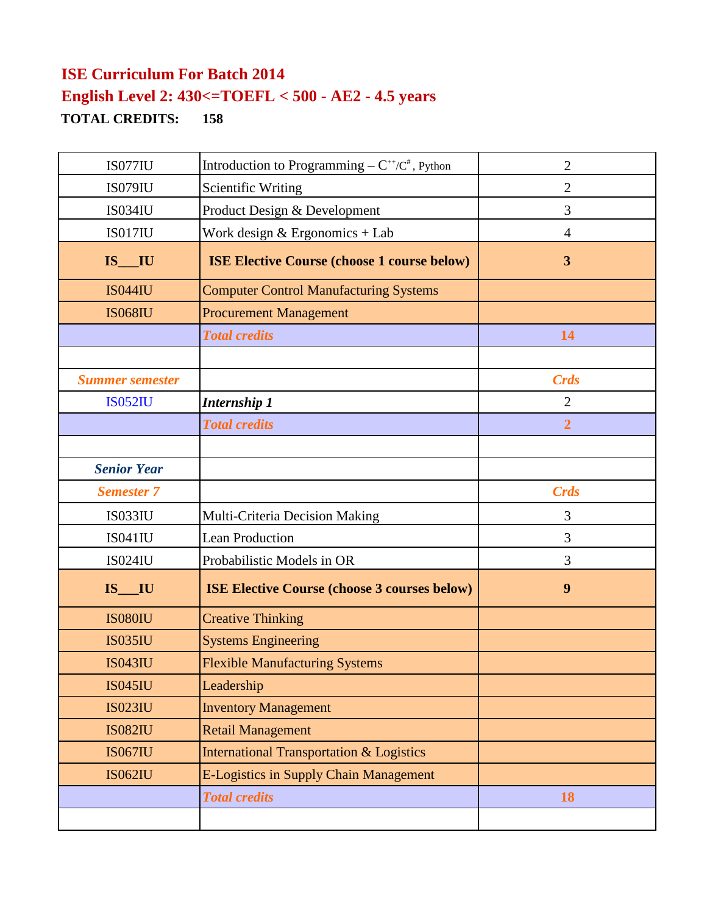**ISE Curriculum For Batch 2014**

**English Level 2: 430<=TOEFL < 500 - AE2 - 4.5 years**

**TOTAL CREDITS: 158**

| | | |
|---|---|---|
| IS077IU | Introduction to Programming – $C^{++}/C^{\#}$, Python | 2 |
| IS079IU | Scientific Writing | 2 |
| IS034IU | Product Design & Development | 3 |
| IS017IU | Work design & Ergonomics + Lab | 4 |
| **IS___IU** | **ISE Elective Course (choose 1 course below)** | **3** |
| IS044IU | Computer Control Manufacturing Systems | |
| IS068IU | Procurement Management | |
| | ***Total credits*** | **14** |
| | | |
| ***Summer semester*** | | ***Crds*** |
| IS052IU | ***Internship 1*** | 2 |
| | ***Total credits*** | **2** |
| | | |
| ***Senior Year*** | | |
| ***Semester 7*** | | ***Crds*** |
| IS033IU | Multi-Criteria Decision Making | 3 |
| IS041IU | Lean Production | 3 |
| IS024IU | Probabilistic Models in OR | 3 |
| **IS___IU** | **ISE Elective Course (choose 3 courses below)** | **9** |
| IS080IU | Creative Thinking | |
| IS035IU | Systems Engineering | |
| IS043IU | Flexible Manufacturing Systems | |
| IS045IU | Leadership | |
| IS023IU | Inventory Management | |
| IS082IU | Retail Management | |
| IS067IU | International Transportation & Logistics | |
| IS062IU | E-Logistics in Supply Chain Management | |
| | ***Total credits*** | **18** |
| | | |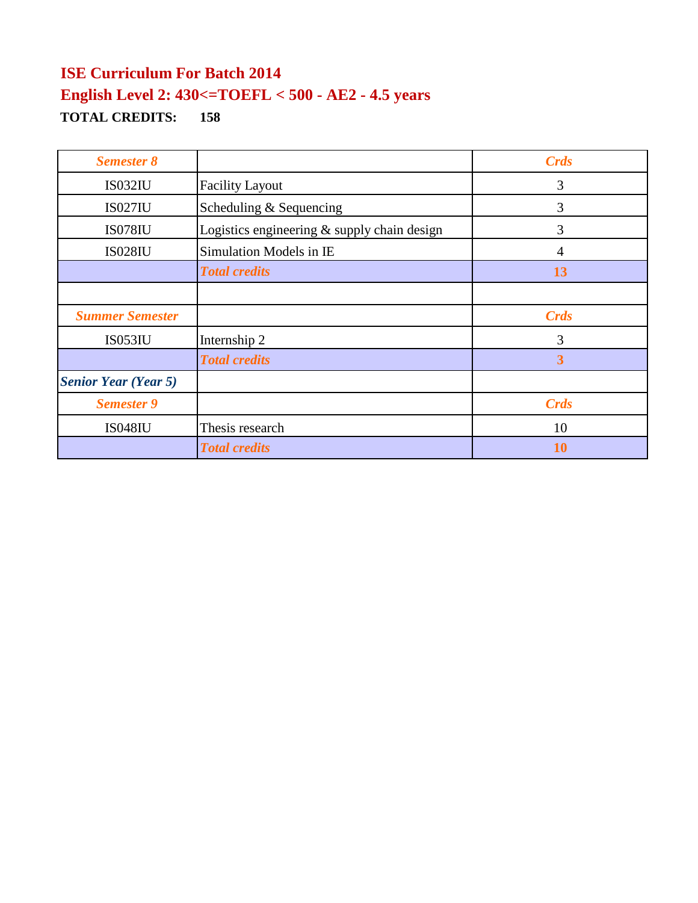**ISE Curriculum For Batch 2014**

**English Level 2: 430<=TOEFL < 500 - AE2 - 4.5 years**

**TOTAL CREDITS: 158**

| *Semester 8* | | *Crds* |
|---|---|---|
| IS032IU | Facility Layout | 3 |
| IS027IU | Scheduling & Sequencing | 3 |
| IS078IU | Logistics engineering & supply chain design | 3 |
| IS028IU | Simulation Models in IE | 4 |
| | *Total credits* | **13** |
| | | |
| *Summer Semester* | | *Crds* |
| IS053IU | Internship 2 | 3 |
| | *Total credits* | **3** |
| *Senior Year (Year 5)* | | |
| *Semester 9* | | *Crds* |
| IS048IU | Thesis research | 10 |
| | *Total credits* | **10** |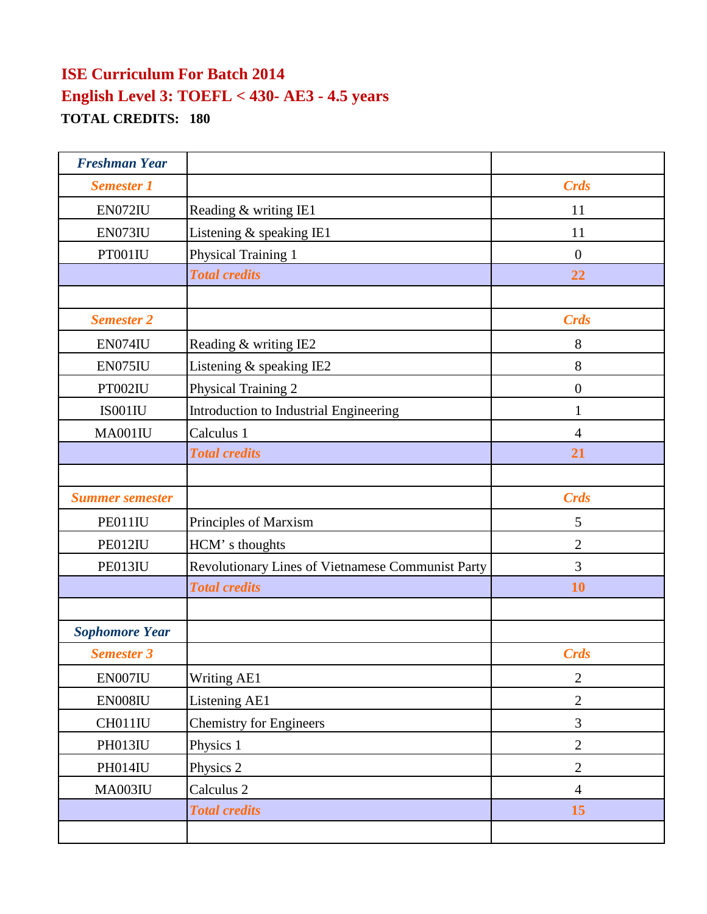## ISE Curriculum For Batch 2014
## English Level 3: TOEFL < 430- AE3 - 4.5 years
**TOTAL CREDITS: 180**

| *Freshman Year* | | |
|---|---|---|
| *Semester 1* | | *Crds* |
| EN072IU | Reading & writing IE1 | 11 |
| EN073IU | Listening & speaking IE1 | 11 |
| PT001IU | Physical Training 1 | 0 |
| | *Total credits* | **22** |
| | | |
| *Semester 2* | | *Crds* |
| EN074IU | Reading & writing IE2 | 8 |
| EN075IU | Listening & speaking IE2 | 8 |
| PT002IU | Physical Training 2 | 0 |
| IS001IU | Introduction to Industrial Engineering | 1 |
| MA001IU | Calculus 1 | 4 |
| | *Total credits* | **21** |
| | | |
| *Summer semester* | | *Crds* |
| PE011IU | Principles of Marxism | 5 |
| PE012IU | HCM' s thoughts | 2 |
| PE013IU | Revolutionary Lines of Vietnamese Communist Party | 3 |
| | *Total credits* | **10** |
| | | |
| *Sophomore Year* | | |
| *Semester 3* | | *Crds* |
| EN007IU | Writing AE1 | 2 |
| EN008IU | Listening AE1 | 2 |
| CH011IU | Chemistry for Engineers | 3 |
| PH013IU | Physics 1 | 2 |
| PH014IU | Physics 2 | 2 |
| MA003IU | Calculus 2 | 4 |
| | *Total credits* | **15** |
| | | |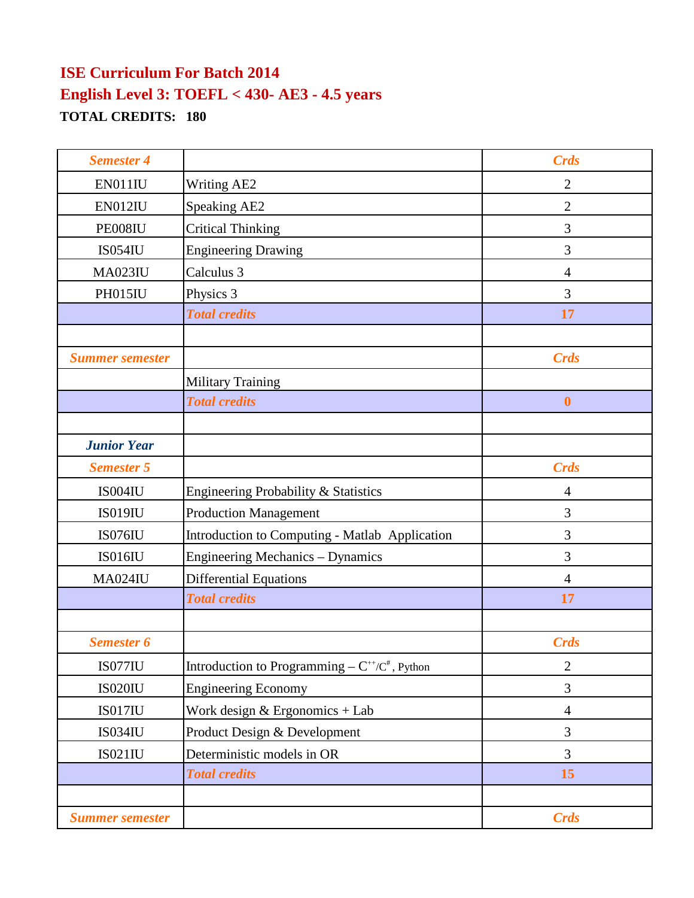**ISE Curriculum For Batch 2014**

**English Level 3: TOEFL < 430- AE3 - 4.5 years**

**TOTAL CREDITS: 180**

| *Semester 4* | | *Crds* |
|---|---|---|
| EN011IU | Writing AE2 | 2 |
| EN012IU | Speaking AE2 | 2 |
| PE008IU | Critical Thinking | 3 |
| IS054IU | Engineering Drawing | 3 |
| MA023IU | Calculus 3 | 4 |
| PH015IU | Physics 3 | 3 |
| | *Total credits* | 17 |
| | | |
| *Summer semester* | | *Crds* |
| | Military Training | |
| | *Total credits* | 0 |
| | | |
| *Junior Year* | | |
| *Semester 5* | | *Crds* |
| IS004IU | Engineering Probability & Statistics | 4 |
| IS019IU | Production Management | 3 |
| IS076IU | Introduction to Computing - Matlab Application | 3 |
| IS016IU | Engineering Mechanics – Dynamics | 3 |
| MA024IU | Differential Equations | 4 |
| | *Total credits* | 17 |
| | | |
| *Semester 6* | | *Crds* |
| IS077IU | Introduction to Programming – C++/C#, Python | 2 |
| IS020IU | Engineering Economy | 3 |
| IS017IU | Work design & Ergonomics + Lab | 4 |
| IS034IU | Product Design & Development | 3 |
| IS021IU | Deterministic models in OR | 3 |
| | *Total credits* | 15 |
| | | |
| *Summer semester* | | *Crds* |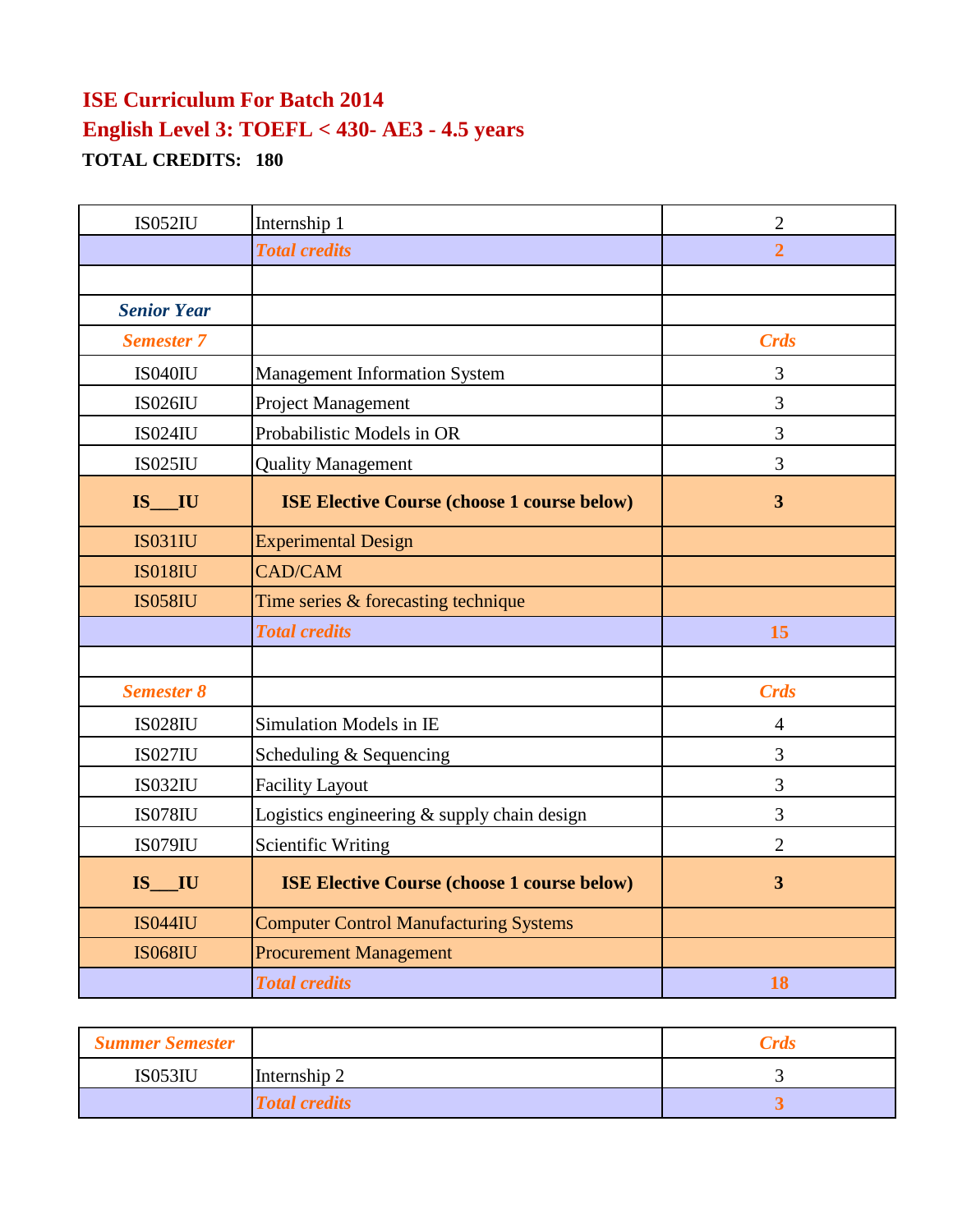# ISE Curriculum For Batch 2014

## English Level 3: TOEFL < 430- AE3 - 4.5 years

**TOTAL CREDITS: 180**

| | | |
|---|---|---|
| IS052IU | Internship 1 | 2 |
| | ***Total credits*** | **2** |
| | | |
| ***Senior Year*** | | |
| ***Semester 7*** | | ***Crds*** |
| IS040IU | Management Information System | 3 |
| IS026IU | Project Management | 3 |
| IS024IU | Probabilistic Models in OR | 3 |
| IS025IU | Quality Management | 3 |
| **IS___IU** | **ISE Elective Course (choose 1 course below)** | **3** |
| IS031IU | Experimental Design | |
| IS018IU | CAD/CAM | |
| IS058IU | Time series & forecasting technique | |
| | ***Total credits*** | **15** |
| | | |
| ***Semester 8*** | | ***Crds*** |
| IS028IU | Simulation Models in IE | 4 |
| IS027IU | Scheduling & Sequencing | 3 |
| IS032IU | Facility Layout | 3 |
| IS078IU | Logistics engineering & supply chain design | 3 |
| IS079IU | Scientific Writing | 2 |
| **IS___IU** | **ISE Elective Course (choose 1 course below)** | **3** |
| IS044IU | Computer Control Manufacturing Systems | |
| IS068IU | Procurement Management | |
| | ***Total credits*** | **18** |

| ***Summer Semester*** | | ***Crds*** |
|---|---|---|
| IS053IU | Internship 2 | 3 |
| | ***Total credits*** | **3** |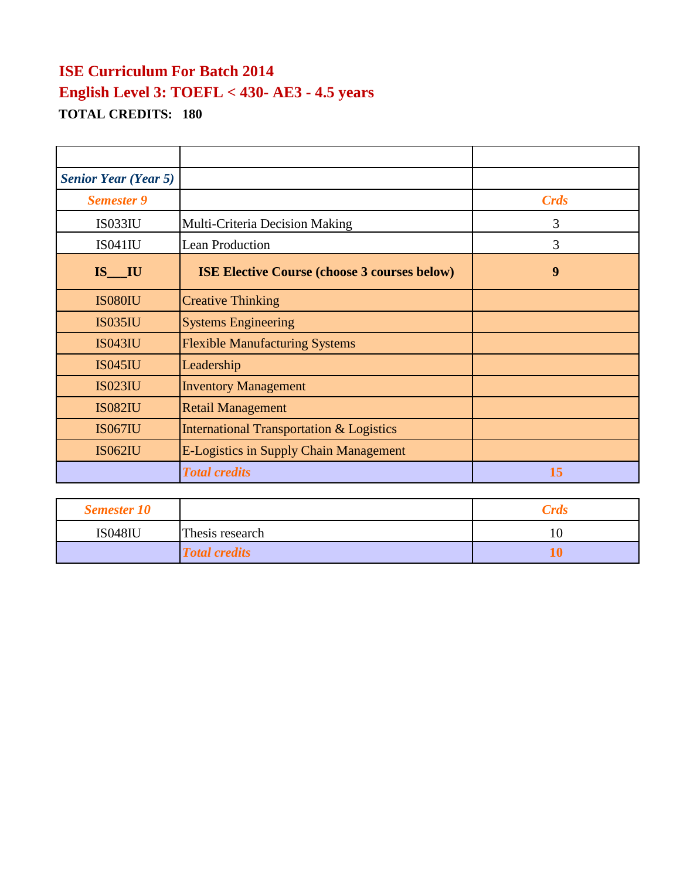# ISE Curriculum For Batch 2014

## English Level 3: TOEFL < 430- AE3 - 4.5 years

**TOTAL CREDITS: 180**

| | | |
|---|---|---|
| ***Senior Year (Year 5)*** | | |
| ***Semester 9*** | | ***Crds*** |
| IS033IU | Multi-Criteria Decision Making | 3 |
| IS041IU | Lean Production | 3 |
| **IS__IU** | **ISE Elective Course (choose 3 courses below)** | **9** |
| IS080IU | Creative Thinking | |
| IS035IU | Systems Engineering | |
| IS043IU | Flexible Manufacturing Systems | |
| IS045IU | Leadership | |
| IS023IU | Inventory Management | |
| IS082IU | Retail Management | |
| IS067IU | International Transportation & Logistics | |
| IS062IU | E-Logistics in Supply Chain Management | |
| | ***Total credits*** | **15** |

| ***Semester 10*** | | ***Crds*** |
|---|---|---|
| IS048IU | Thesis research | 10 |
| | ***Total credits*** | **10** |